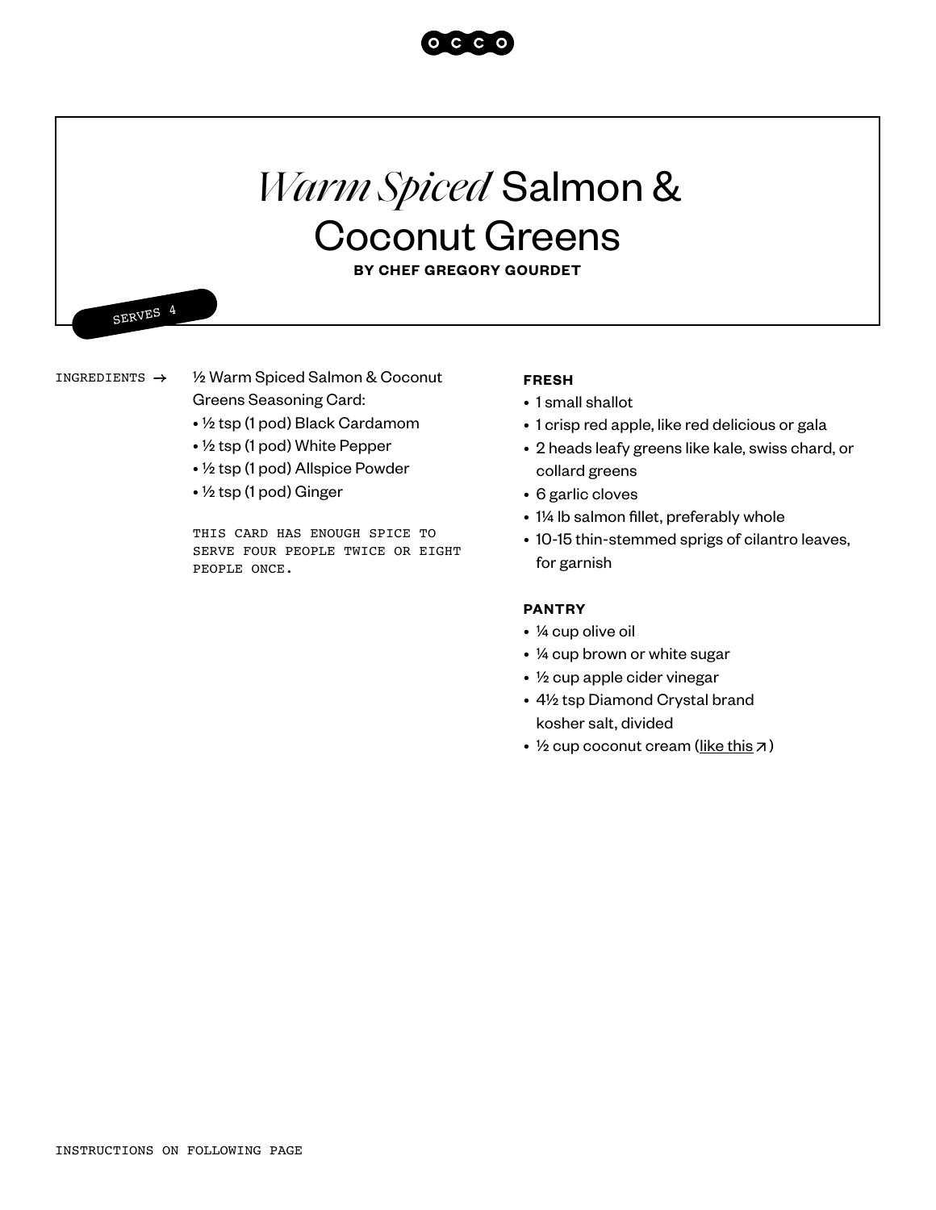# *Warm Spiced* Salmon & Coconut Greens

**BY CHEF GREGORY GOURDET**

SERVES 4

INGREDIENTS →

½ Warm Spiced Salmon & Coconut Greens Seasoning Card:

- ½ tsp (1 pod) Black Cardamom
- ½ tsp (1 pod) White Pepper
- ½ tsp (1 pod) Allspice Powder
- ½ tsp (1 pod) Ginger

THIS CARD HAS ENOUGH SPICE TO SERVE FOUR PEOPLE TWICE OR EIGHT PEOPLE ONCE.

**FRESH**

- 1 small shallot
- 1 crisp red apple, like red delicious or gala
- 2 heads leafy greens like kale, swiss chard, or collard greens
- 6 garlic cloves
- 1¼ lb salmon fillet, preferably whole
- 10-15 thin-stemmed sprigs of cilantro leaves, for garnish

**PANTRY**

- ¼ cup olive oil
- ¼ cup brown or white sugar
- ½ cup apple cider vinegar
- 4½ tsp Diamond Crystal brand kosher salt, divided
- ½ cup coconut cream (like this ↗)

INSTRUCTIONS ON FOLLOWING PAGE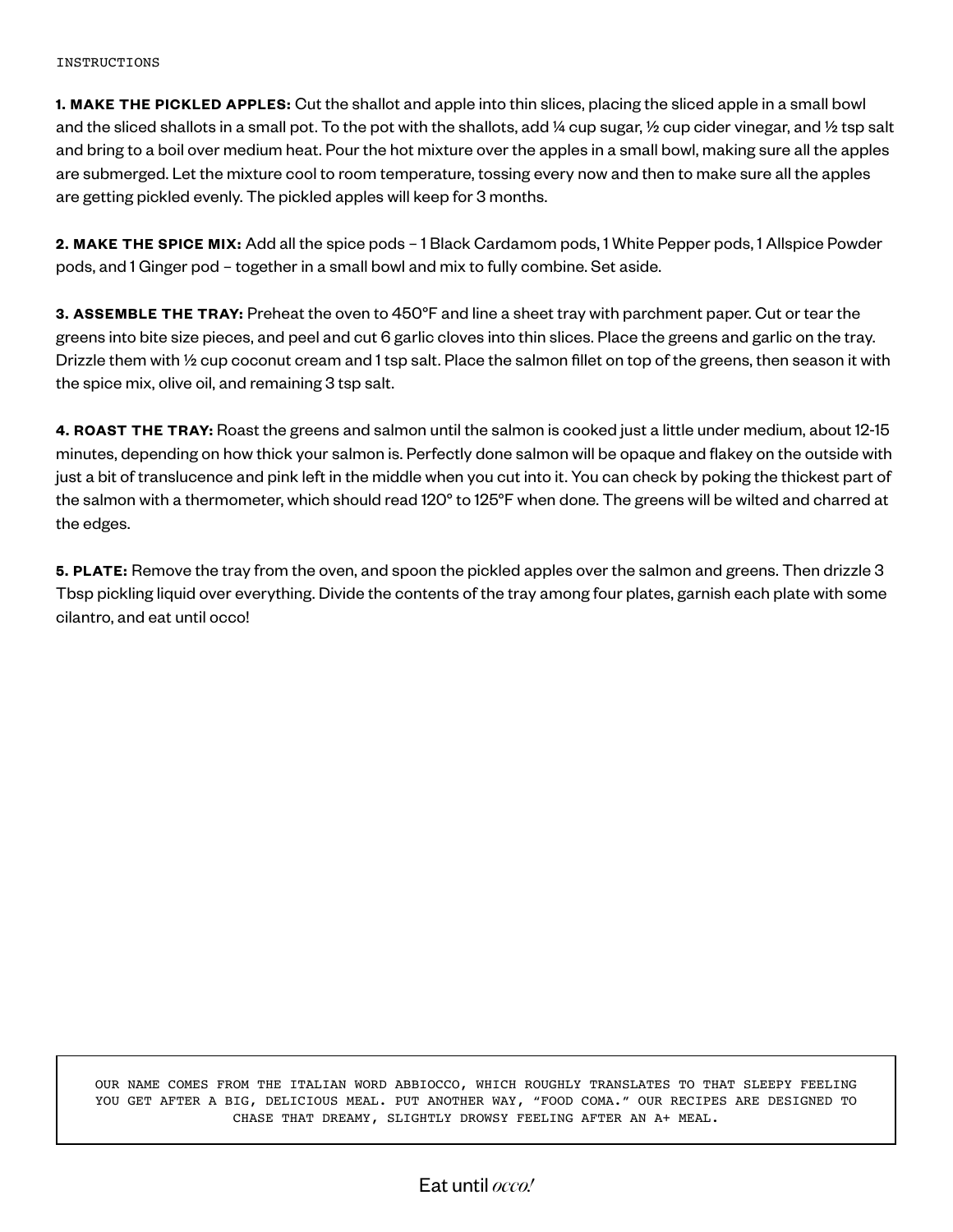INSTRUCTIONS

**1. MAKE THE PICKLED APPLES:** Cut the shallot and apple into thin slices, placing the sliced apple in a small bowl and the sliced shallots in a small pot. To the pot with the shallots, add ¼ cup sugar, ½ cup cider vinegar, and ½ tsp salt and bring to a boil over medium heat. Pour the hot mixture over the apples in a small bowl, making sure all the apples are submerged. Let the mixture cool to room temperature, tossing every now and then to make sure all the apples are getting pickled evenly. The pickled apples will keep for 3 months.

**2. MAKE THE SPICE MIX:** Add all the spice pods – 1 Black Cardamom pods, 1 White Pepper pods, 1 Allspice Powder pods, and 1 Ginger pod – together in a small bowl and mix to fully combine. Set aside.

**3. ASSEMBLE THE TRAY:** Preheat the oven to 450°F and line a sheet tray with parchment paper. Cut or tear the greens into bite size pieces, and peel and cut 6 garlic cloves into thin slices. Place the greens and garlic on the tray. Drizzle them with ½ cup coconut cream and 1 tsp salt. Place the salmon fillet on top of the greens, then season it with the spice mix, olive oil, and remaining 3 tsp salt.

**4. ROAST THE TRAY:** Roast the greens and salmon until the salmon is cooked just a little under medium, about 12-15 minutes, depending on how thick your salmon is. Perfectly done salmon will be opaque and flakey on the outside with just a bit of translucence and pink left in the middle when you cut into it. You can check by poking the thickest part of the salmon with a thermometer, which should read 120° to 125°F when done. The greens will be wilted and charred at the edges.

**5. PLATE:** Remove the tray from the oven, and spoon the pickled apples over the salmon and greens. Then drizzle 3 Tbsp pickling liquid over everything. Divide the contents of the tray among four plates, garnish each plate with some cilantro, and eat until occo!

OUR NAME COMES FROM THE ITALIAN WORD ABBIOCCO, WHICH ROUGHLY TRANSLATES TO THAT SLEEPY FEELING YOU GET AFTER A BIG, DELICIOUS MEAL. PUT ANOTHER WAY, "FOOD COMA." OUR RECIPES ARE DESIGNED TO CHASE THAT DREAMY, SLIGHTLY DROWSY FEELING AFTER AN A+ MEAL.

Eat until *occo!*